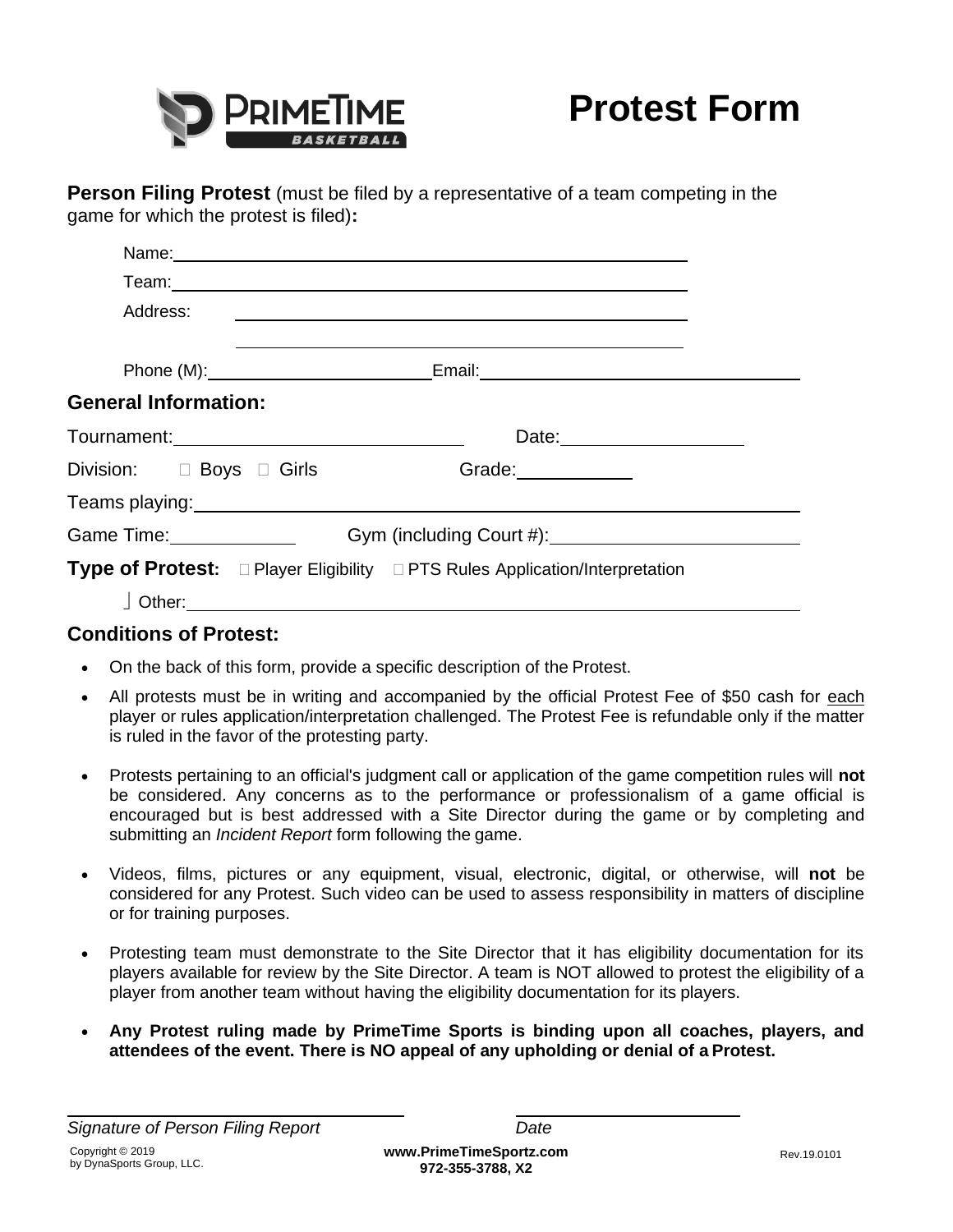PRIMETIME BASKETBALL

# Protest Form

**Person Filing Protest** (must be filed by a representative of a team competing in the game for which the protest is filed)**:**

Name: \_\_\_\_\_\_\_\_\_\_\_\_\_\_\_\_\_\_\_\_\_\_\_\_\_\_\_\_\_\_\_\_\_\_\_\_\_\_\_\_

Team: \_\_\_\_\_\_\_\_\_\_\_\_\_\_\_\_\_\_\_\_\_\_\_\_\_\_\_\_\_\_\_\_\_\_\_\_\_\_\_\_

Address: \_\_\_\_\_\_\_\_\_\_\_\_\_\_\_\_\_\_\_\_\_\_\_\_\_\_\_\_\_\_\_\_\_\_\_\_\_\_\_\_

\_\_\_\_\_\_\_\_\_\_\_\_\_\_\_\_\_\_\_\_\_\_\_\_\_\_\_\_\_\_\_\_\_\_\_\_\_\_\_\_

Phone (M): \_\_\_\_\_\_\_\_\_\_\_\_\_\_\_\_\_\_\_\_ Email: \_\_\_\_\_\_\_\_\_\_\_\_\_\_\_\_\_\_\_\_\_\_\_\_

## General Information:

Tournament: \_\_\_\_\_\_\_\_\_\_\_\_\_\_\_\_\_\_\_\_\_\_\_\_ Date: \_\_\_\_\_\_\_\_\_\_\_\_\_\_\_\_

Division: ☐ Boys ☐ Girls Grade: \_\_\_\_\_\_\_\_\_\_

Teams playing: \_\_\_\_\_\_\_\_\_\_\_\_\_\_\_\_\_\_\_\_\_\_\_\_\_\_\_\_\_\_\_\_\_\_\_\_\_\_\_\_\_\_\_\_

Game Time: \_\_\_\_\_\_\_\_\_\_ Gym (including Court #): \_\_\_\_\_\_\_\_\_\_\_\_\_\_\_\_\_\_\_\_

**Type of Protest:** ☐ Player Eligibility ☐ PTS Rules Application/Interpretation

☐ Other: \_\_\_\_\_\_\_\_\_\_\_\_\_\_\_\_\_\_\_\_\_\_\_\_\_\_\_\_\_\_\_\_\_\_\_\_\_\_\_\_\_\_\_\_\_\_\_\_

## Conditions of Protest:

- On the back of this form, provide a specific description of the Protest.
- All protests must be in writing and accompanied by the official Protest Fee of $50 cash for <u>each</u> player or rules application/interpretation challenged. The Protest Fee is refundable only if the matter is ruled in the favor of the protesting party.
- Protests pertaining to an official's judgment call or application of the game competition rules will **not** be considered. Any concerns as to the performance or professionalism of a game official is encouraged but is best addressed with a Site Director during the game or by completing and submitting an *Incident Report* form following the game.
- Videos, films, pictures or any equipment, visual, electronic, digital, or otherwise, will **not** be considered for any Protest. Such video can be used to assess responsibility in matters of discipline or for training purposes.
- Protesting team must demonstrate to the Site Director that it has eligibility documentation for its players available for review by the Site Director. A team is NOT allowed to protest the eligibility of a player from another team without having the eligibility documentation for its players.
- **Any Protest ruling made by PrimeTime Sports is binding upon all coaches, players, and attendees of the event. There is NO appeal of any upholding or denial of a Protest.**

\_\_\_\_\_\_\_\_\_\_\_\_\_\_\_\_\_\_\_\_\_\_\_\_\_\_\_\_\_\_ \_\_\_\_\_\_\_\_\_\_\_\_\_\_\_\_\_\_\_\_

*Signature of Person Filing Report* *Date*

Copyright © 2019 by DynaSports Group, LLC.

**www.PrimeTimeSportz.com**
**972-355-3788, X2**

Rev.19.0101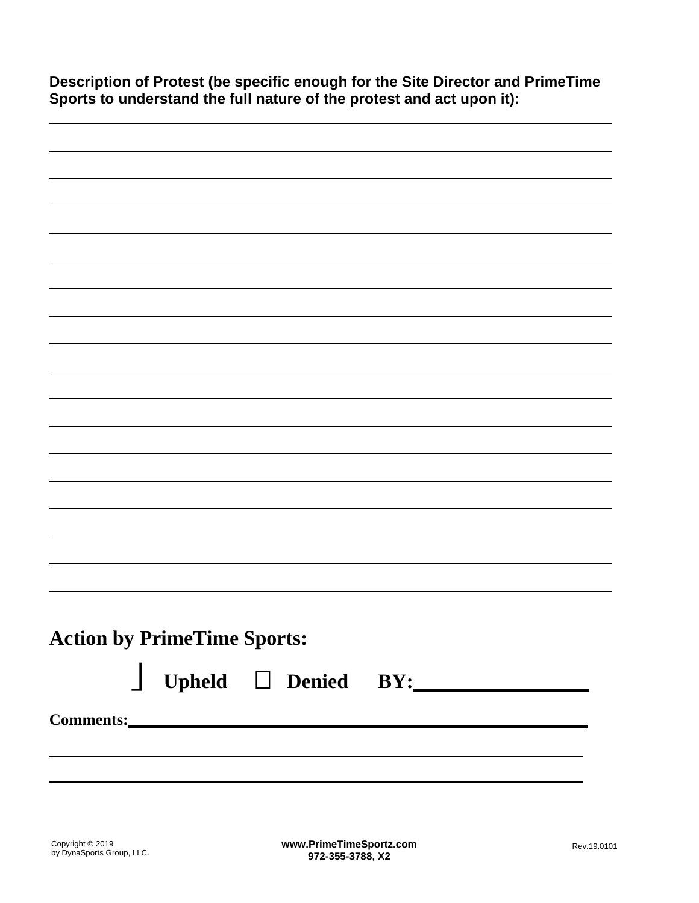**Description of Protest (be specific enough for the Site Director and PrimeTime Sports to understand the full nature of the protest and act upon it):**

## Action by PrimeTime Sports:

☐ **Upheld** ☐ **Denied** **BY:**\_\_\_\_\_\_\_\_\_\_\_\_\_\_\_\_\_\_

**Comments:**\_\_\_\_\_\_\_\_\_\_\_\_\_\_\_\_\_\_\_\_\_\_\_\_\_\_\_\_\_\_\_\_\_\_\_\_\_\_\_\_\_\_\_\_

Copyright © 2019
by DynaSports Group, LLC.

**www.PrimeTimeSportz.com**
**972-355-3788, X2**

Rev.19.0101